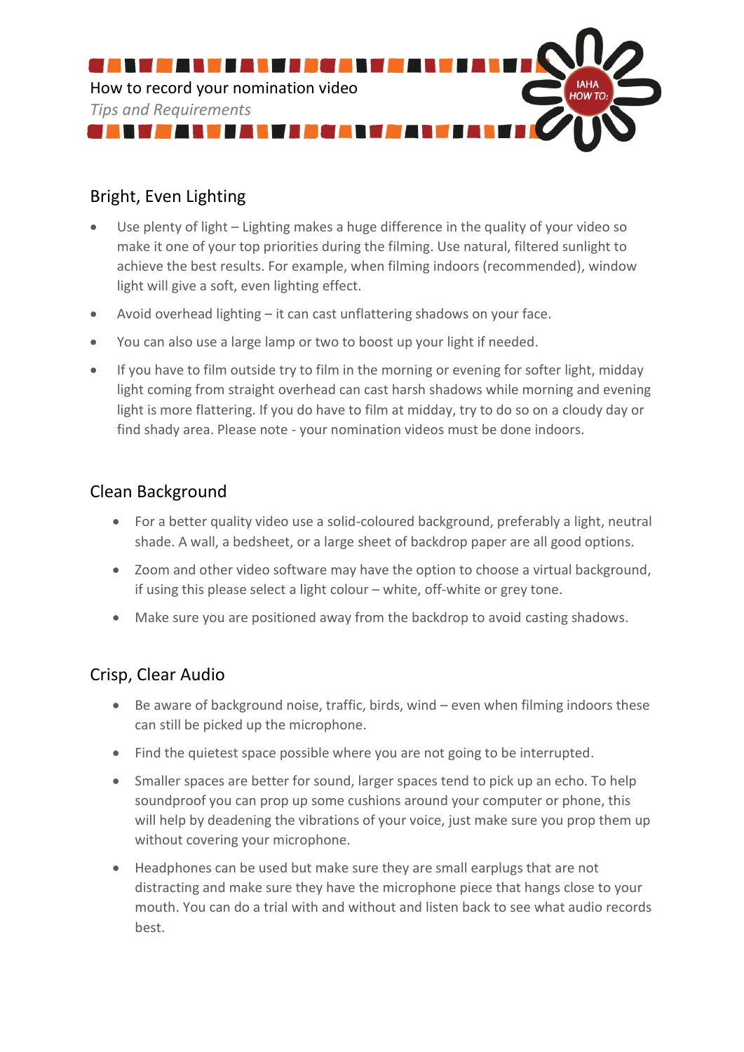# How to record your nomination video

*Tips and Requirements*

## Bright, Even Lighting

- Use plenty of light – Lighting makes a huge difference in the quality of your video so make it one of your top priorities during the filming. Use natural, filtered sunlight to achieve the best results. For example, when filming indoors (recommended), window light will give a soft, even lighting effect.
- Avoid overhead lighting – it can cast unflattering shadows on your face.
- You can also use a large lamp or two to boost up your light if needed.
- If you have to film outside try to film in the morning or evening for softer light, midday light coming from straight overhead can cast harsh shadows while morning and evening light is more flattering. If you do have to film at midday, try to do so on a cloudy day or find shady area. Please note - your nomination videos must be done indoors.

## Clean Background

- For a better quality video use a solid-coloured background, preferably a light, neutral shade. A wall, a bedsheet, or a large sheet of backdrop paper are all good options.
- Zoom and other video software may have the option to choose a virtual background, if using this please select a light colour – white, off-white or grey tone.
- Make sure you are positioned away from the backdrop to avoid casting shadows.

## Crisp, Clear Audio

- Be aware of background noise, traffic, birds, wind – even when filming indoors these can still be picked up the microphone.
- Find the quietest space possible where you are not going to be interrupted.
- Smaller spaces are better for sound, larger spaces tend to pick up an echo. To help soundproof you can prop up some cushions around your computer or phone, this will help by deadening the vibrations of your voice, just make sure you prop them up without covering your microphone.
- Headphones can be used but make sure they are small earplugs that are not distracting and make sure they have the microphone piece that hangs close to your mouth. You can do a trial with and without and listen back to see what audio records best.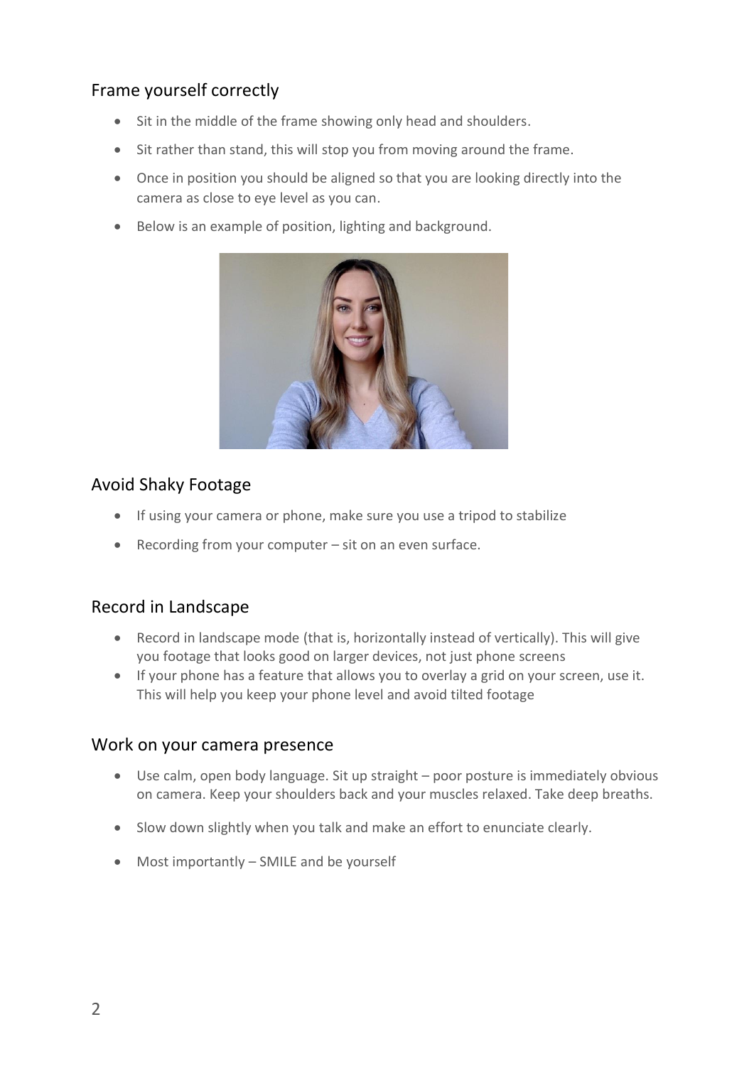## Frame yourself correctly

- Sit in the middle of the frame showing only head and shoulders.
- Sit rather than stand, this will stop you from moving around the frame.
- Once in position you should be aligned so that you are looking directly into the camera as close to eye level as you can.
- Below is an example of position, lighting and background.

## Avoid Shaky Footage

- If using your camera or phone, make sure you use a tripod to stabilize
- Recording from your computer – sit on an even surface.

## Record in Landscape

- Record in landscape mode (that is, horizontally instead of vertically). This will give you footage that looks good on larger devices, not just phone screens
- If your phone has a feature that allows you to overlay a grid on your screen, use it. This will help you keep your phone level and avoid tilted footage

## Work on your camera presence

- Use calm, open body language. Sit up straight – poor posture is immediately obvious on camera. Keep your shoulders back and your muscles relaxed. Take deep breaths.
- Slow down slightly when you talk and make an effort to enunciate clearly.
- Most importantly – SMILE and be yourself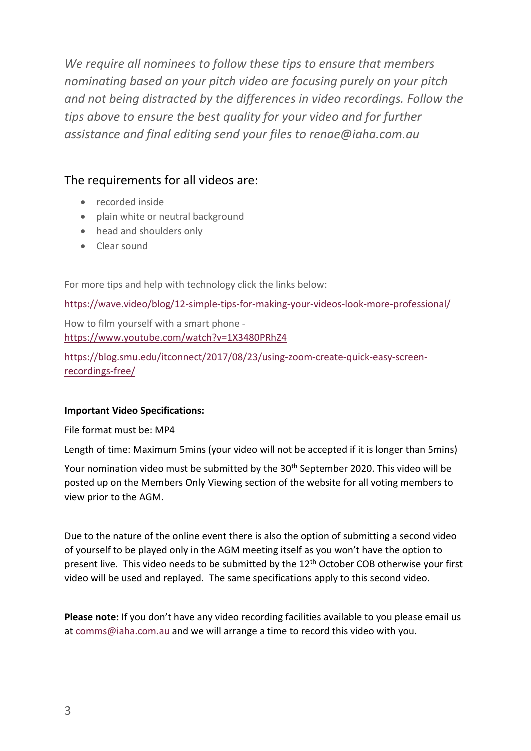*We require all nominees to follow these tips to ensure that members nominating based on your pitch video are focusing purely on your pitch and not being distracted by the differences in video recordings. Follow the tips above to ensure the best quality for your video and for further assistance and final editing send your files to renae@iaha.com.au*

## The requirements for all videos are:

- recorded inside
- plain white or neutral background
- head and shoulders only
- Clear sound

For more tips and help with technology click the links below:

https://wave.video/blog/12-simple-tips-for-making-your-videos-look-more-professional/

How to film yourself with a smart phone - https://www.youtube.com/watch?v=1X3480PRhZ4

https://blog.smu.edu/itconnect/2017/08/23/using-zoom-create-quick-easy-screen-recordings-free/

**Important Video Specifications:**

File format must be: MP4

Length of time: Maximum 5mins (your video will not be accepted if it is longer than 5mins)

Your nomination video must be submitted by the 30th September 2020. This video will be posted up on the Members Only Viewing section of the website for all voting members to view prior to the AGM.

Due to the nature of the online event there is also the option of submitting a second video of yourself to be played only in the AGM meeting itself as you won't have the option to present live. This video needs to be submitted by the 12th October COB otherwise your first video will be used and replayed. The same specifications apply to this second video.

**Please note:** If you don't have any video recording facilities available to you please email us at comms@iaha.com.au and we will arrange a time to record this video with you.